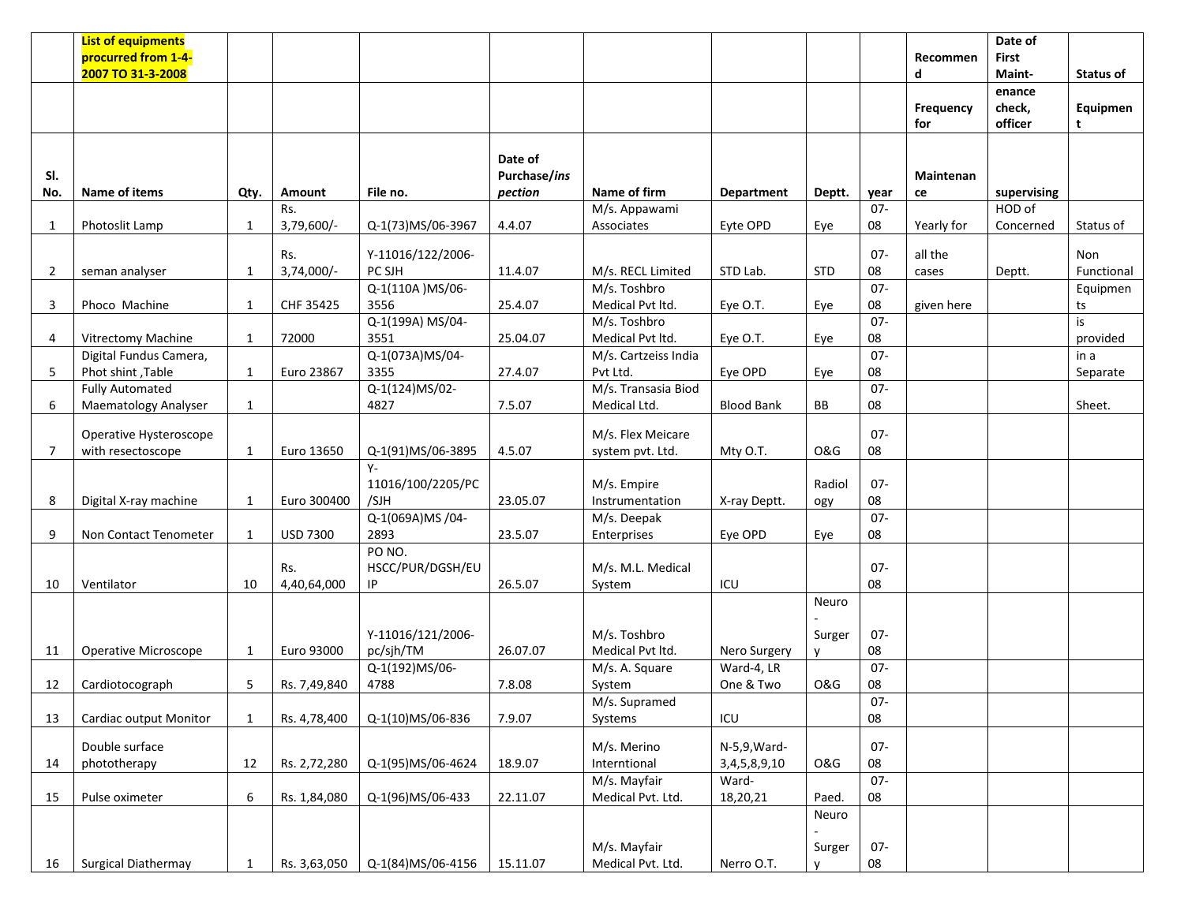| Sl. No. | List of equipments procurred from 1-4-2007 TO 31-3-2008<br><br>Name of items | Qty. | Amount | File no. | Date of Purchase/*inspection* | Name of firm | Department | Deptt. | year | Recommend<br>Frequency for<br>Maintenance | Date of First Maint-enance check, officer supervising | Status of Equipment |
|---|---|---|---|---|---|---|---|---|---|---|---|---|
| 1 | Photoslit Lamp | 1 | Rs. 3,79,600/- | Q-1(73)MS/06-3967 | 4.4.07 | M/s. Appawami Associates | Eyte OPD | Eye | 07-08 | Yearly for | HOD of Concerned | Status of |
| 2 | seman analyser | 1 | Rs. 3,74,000/- | Y-11016/122/2006-PC SJH | 11.4.07 | M/s. RECL Limited | STD Lab. | STD | 07-08 | all the cases | Deptt. | Non Functional |
| 3 | Phoco Machine | 1 | CHF 35425 | Q-1(110A )MS/06-3556 | 25.4.07 | M/s. Toshbro Medical Pvt ltd. | Eye O.T. | Eye | 07-08 | given here | | Equipments |
| 4 | Vitrectomy Machine | 1 | 72000 | Q-1(199A) MS/04-3551 | 25.04.07 | M/s. Toshbro Medical Pvt ltd. | Eye O.T. | Eye | 07-08 | | | is provided |
| 5 | Digital Fundus Camera, Phot shint ,Table | 1 | Euro 23867 | Q-1(073A)MS/04-3355 | 27.4.07 | M/s. Cartzeiss India Pvt Ltd. | Eye OPD | Eye | 07-08 | | | in a Separate |
| 6 | Fully Automated Maematology Analyser | 1 | | Q-1(124)MS/02-4827 | 7.5.07 | M/s. Transasia Biod Medical Ltd. | Blood Bank | BB | 07-08 | | | Sheet. |
| 7 | Operative Hysteroscope with resectoscope | 1 | Euro 13650 | Q-1(91)MS/06-3895 | 4.5.07 | M/s. Flex Meicare system pvt. Ltd. | Mty O.T. | O&G | 07-08 | | | |
| 8 | Digital X-ray machine | 1 | Euro 300400 | Y-11016/100/2205/PC/SJH | 23.05.07 | M/s. Empire Instrumentation | X-ray Deptt. | Radiology | 07-08 | | | |
| 9 | Non Contact Tenometer | 1 | USD 7300 | Q-1(069A)MS /04-2893 | 23.5.07 | M/s. Deepak Enterprises | Eye OPD | Eye | 07-08 | | | |
| 10 | Ventilator | 10 | Rs. 4,40,64,000 | PO NO. HSCC/PUR/DGSH/EUIP | 26.5.07 | M/s. M.L. Medical System | ICU | | 07-08 | | | |
| 11 | Operative Microscope | 1 | Euro 93000 | Y-11016/121/2006-pc/sjh/TM | 26.07.07 | M/s. Toshbro Medical Pvt ltd. | Nero Surgery | Neuro - Surgery | 07-08 | | | |
| 12 | Cardiotocograph | 5 | Rs. 7,49,840 | Q-1(192)MS/06-4788 | 7.8.08 | M/s. A. Square System | Ward-4, LR One & Two | O&G | 07-08 | | | |
| 13 | Cardiac output Monitor | 1 | Rs. 4,78,400 | Q-1(10)MS/06-836 | 7.9.07 | M/s. Supramed Systems | ICU | | 07-08 | | | |
| 14 | Double surface phototherapy | 12 | Rs. 2,72,280 | Q-1(95)MS/06-4624 | 18.9.07 | M/s. Merino Interntional | N-5,9,Ward-3,4,5,8,9,10 | O&G | 07-08 | | | |
| 15 | Pulse oximeter | 6 | Rs. 1,84,080 | Q-1(96)MS/06-433 | 22.11.07 | M/s. Mayfair Medical Pvt. Ltd. | Ward-18,20,21 | Paed. | 07-08 | | | |
| 16 | Surgical Diathermay | 1 | Rs. 3,63,050 | Q-1(84)MS/06-4156 | 15.11.07 | M/s. Mayfair Medical Pvt. Ltd. | Nerro O.T. | Neuro - Surgery | 07-08 | | | |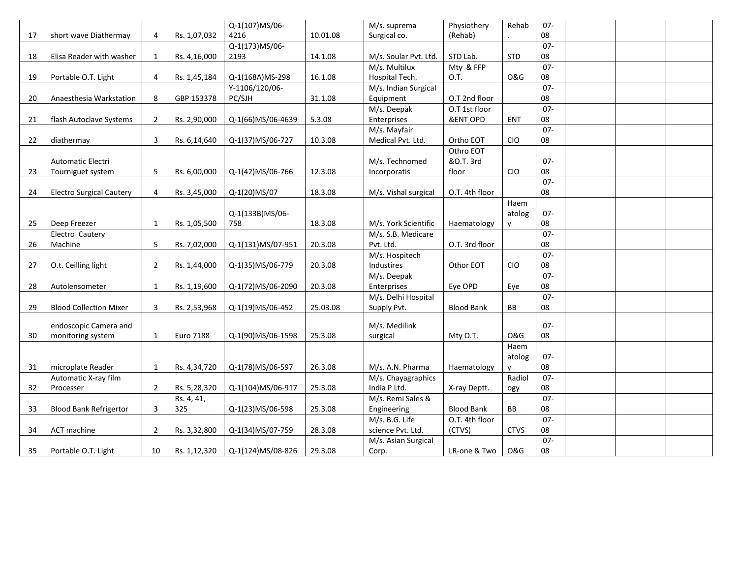| | | | | | | | | | | | | |
|---|---|---|---|---|---|---|---|---|---|---|---|---|
| 17 | short wave Diathermay | 4 | Rs. 1,07,032 | Q-1(107)MS/06-4216 | 10.01.08 | M/s. suprema Surgical co. | Physiothery (Rehab) | Rehab. | 07-08 | | | |
| 18 | Elisa Reader with washer | 1 | Rs. 4,16,000 | Q-1(173)MS/06-2193 | 14.1.08 | M/s. Soular Pvt. Ltd. | STD Lab. | STD | 07-08 | | | |
| 19 | Portable O.T. Light | 4 | Rs. 1,45,184 | Q-1(168A)MS-298 | 16.1.08 | M/s. Multilux Hospital Tech. | Mty & FFP O.T. | O&G | 07-08 | | | |
| 20 | Anaesthesia Warkstation | 8 | GBP 153378 | Y-1106/120/06-PC/SJH | 31.1.08 | M/s. Indian Surgical Equipment | O.T 2nd floor | | 07-08 | | | |
| 21 | flash Autoclave Systems | 2 | Rs. 2,90,000 | Q-1(66)MS/06-4639 | 5.3.08 | M/s. Deepak Enterprises | O.T 1st floor &ENT OPD | ENT | 07-08 | | | |
| 22 | diathermay | 3 | Rs. 6,14,640 | Q-1(37)MS/06-727 | 10.3.08 | M/s. Mayfair Medical Pvt. Ltd. | Ortho EOT | CIO | 07-08 | | | |
| 23 | Automatic Electri Tourniguet system | 5 | Rs. 6,00,000 | Q-1(42)MS/06-766 | 12.3.08 | M/s. Technomed Incorporatis | Othro EOT &O.T. 3rd floor | CIO | 07-08 | | | |
| 24 | Electro Surgical Cautery | 4 | Rs. 3,45,000 | Q-1(20)MS/07 | 18.3.08 | M/s. Vishal surgical | O.T. 4th floor | | 07-08 | | | |
| 25 | Deep Freezer | 1 | Rs. 1,05,500 | Q-1(133B)MS/06-758 | 18.3.08 | M/s. York Scientific | Haematology | Haematology | 07-08 | | | |
| 26 | Electro Cautery Machine | 5 | Rs. 7,02,000 | Q-1(131)MS/07-951 | 20.3.08 | M/s. S.B. Medicare Pvt. Ltd. | O.T. 3rd floor | | 07-08 | | | |
| 27 | O.t. Ceilling light | 2 | Rs. 1,44,000 | Q-1(35)MS/06-779 | 20.3.08 | M/s. Hospitech Industires | Othor EOT | CIO | 07-08 | | | |
| 28 | Autolensometer | 1 | Rs. 1,19,600 | Q-1(72)MS/06-2090 | 20.3.08 | M/s. Deepak Enterprises | Eye OPD | Eye | 07-08 | | | |
| 29 | Blood Collection Mixer | 3 | Rs. 2,53,968 | Q-1(19)MS/06-452 | 25.03.08 | M/s. Delhi Hospital Supply Pvt. | Blood Bank | BB | 07-08 | | | |
| 30 | endoscopic Camera and monitoring system | 1 | Euro 7188 | Q-1(90)MS/06-1598 | 25.3.08 | M/s. Medilink surgical | Mty O.T. | O&G | 07-08 | | | |
| 31 | microplate Reader | 1 | Rs. 4,34,720 | Q-1(78)MS/06-597 | 26.3.08 | M/s. A.N. Pharma | Haematology | Haematology | 07-08 | | | |
| 32 | Automatic X-ray film Processer | 2 | Rs. 5,28,320 | Q-1(104)MS/06-917 | 25.3.08 | M/s. Chayagraphics India P Ltd. | X-ray Deptt. | Radiology | 07-08 | | | |
| 33 | Blood Bank Refrigertor | 3 | Rs. 4, 41, 325 | Q-1(23)MS/06-598 | 25.3.08 | M/s. Remi Sales & Engineering | Blood Bank | BB | 07-08 | | | |
| 34 | ACT machine | 2 | Rs. 3,32,800 | Q-1(34)MS/07-759 | 28.3.08 | M/s. B.G. Life science Pvt. Ltd. | O.T. 4th floor (CTVS) | CTVS | 07-08 | | | |
| 35 | Portable O.T. Light | 10 | Rs. 1,12,320 | Q-1(124)MS/08-826 | 29.3.08 | M/s. Asian Surgical Corp. | LR-one & Two | O&G | 07-08 | | | |